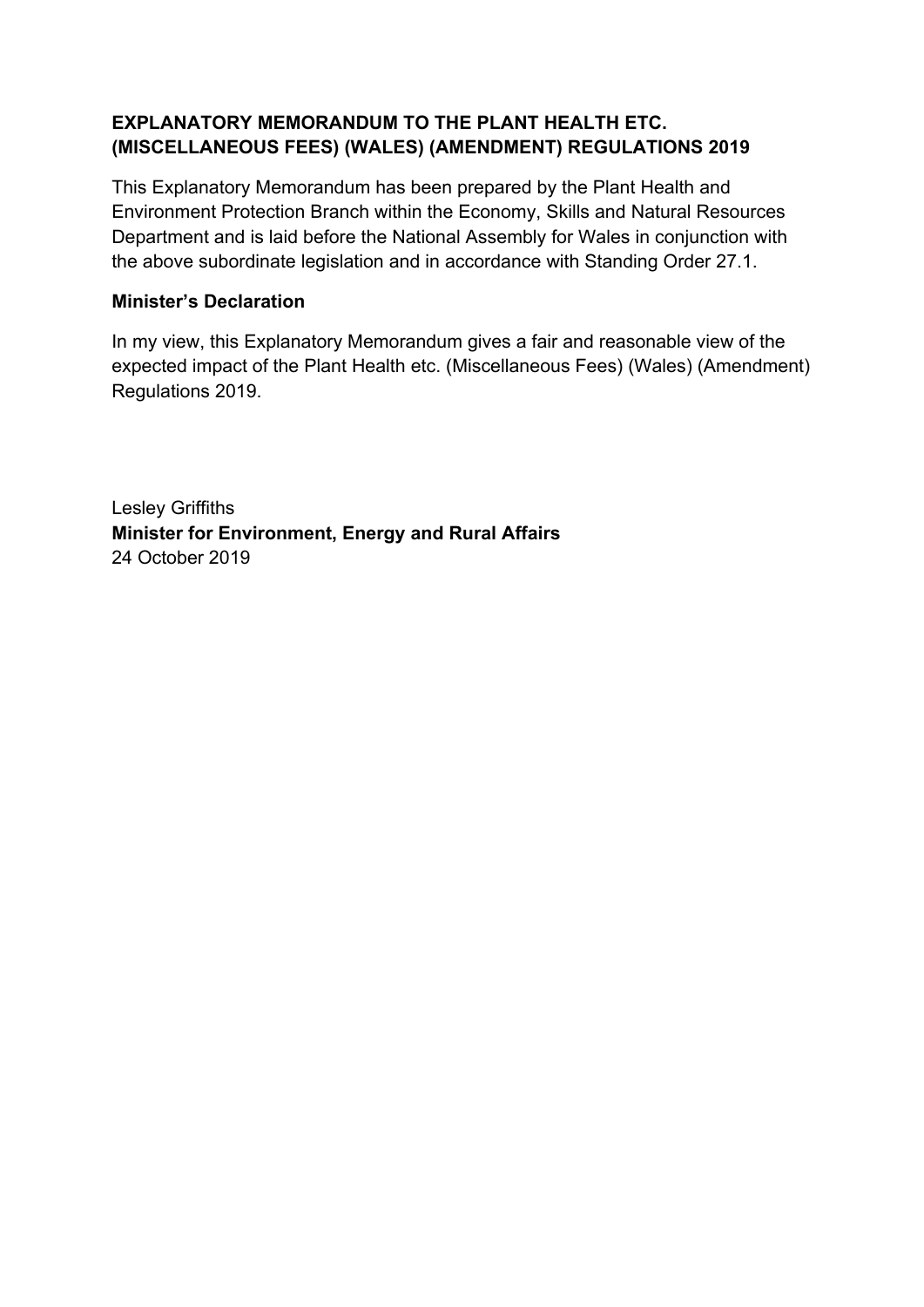# EXPLANATORY MEMORANDUM TO THE PLANT HEALTH ETC. (MISCELLANEOUS FEES) (WALES) (AMENDMENT) REGULATIONS 2019

This Explanatory Memorandum has been prepared by the Plant Health and Environment Protection Branch within the Economy, Skills and Natural Resources Department and is laid before the National Assembly for Wales in conjunction with the above subordinate legislation and in accordance with Standing Order 27.1.

## Minister's Declaration

In my view, this Explanatory Memorandum gives a fair and reasonable view of the expected impact of the Plant Health etc. (Miscellaneous Fees) (Wales) (Amendment) Regulations 2019.

Lesley Griffiths
**Minister for Environment, Energy and Rural Affairs**
24 October 2019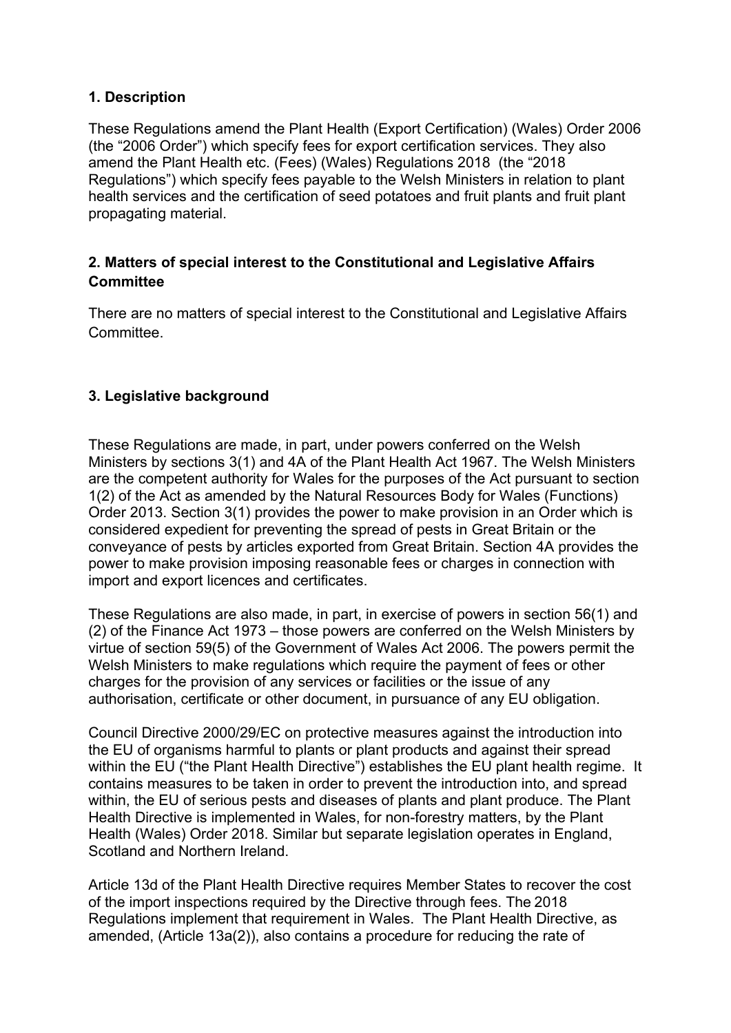## 1. Description

These Regulations amend the Plant Health (Export Certification) (Wales) Order 2006 (the "2006 Order") which specify fees for export certification services. They also amend the Plant Health etc. (Fees) (Wales) Regulations 2018 (the "2018 Regulations") which specify fees payable to the Welsh Ministers in relation to plant health services and the certification of seed potatoes and fruit plants and fruit plant propagating material.

## 2. Matters of special interest to the Constitutional and Legislative Affairs Committee

There are no matters of special interest to the Constitutional and Legislative Affairs Committee.

## 3. Legislative background

These Regulations are made, in part, under powers conferred on the Welsh Ministers by sections 3(1) and 4A of the Plant Health Act 1967. The Welsh Ministers are the competent authority for Wales for the purposes of the Act pursuant to section 1(2) of the Act as amended by the Natural Resources Body for Wales (Functions) Order 2013. Section 3(1) provides the power to make provision in an Order which is considered expedient for preventing the spread of pests in Great Britain or the conveyance of pests by articles exported from Great Britain. Section 4A provides the power to make provision imposing reasonable fees or charges in connection with import and export licences and certificates.

These Regulations are also made, in part, in exercise of powers in section 56(1) and (2) of the Finance Act 1973 – those powers are conferred on the Welsh Ministers by virtue of section 59(5) of the Government of Wales Act 2006. The powers permit the Welsh Ministers to make regulations which require the payment of fees or other charges for the provision of any services or facilities or the issue of any authorisation, certificate or other document, in pursuance of any EU obligation.

Council Directive 2000/29/EC on protective measures against the introduction into the EU of organisms harmful to plants or plant products and against their spread within the EU ("the Plant Health Directive") establishes the EU plant health regime. It contains measures to be taken in order to prevent the introduction into, and spread within, the EU of serious pests and diseases of plants and plant produce. The Plant Health Directive is implemented in Wales, for non-forestry matters, by the Plant Health (Wales) Order 2018. Similar but separate legislation operates in England, Scotland and Northern Ireland.

Article 13d of the Plant Health Directive requires Member States to recover the cost of the import inspections required by the Directive through fees. The 2018 Regulations implement that requirement in Wales. The Plant Health Directive, as amended, (Article 13a(2)), also contains a procedure for reducing the rate of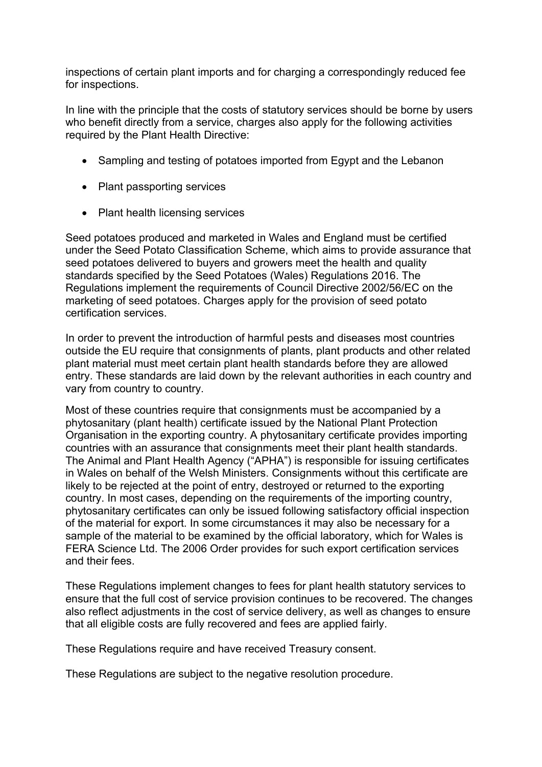inspections of certain plant imports and for charging a correspondingly reduced fee for inspections.

In line with the principle that the costs of statutory services should be borne by users who benefit directly from a service, charges also apply for the following activities required by the Plant Health Directive:

- Sampling and testing of potatoes imported from Egypt and the Lebanon
- Plant passporting services
- Plant health licensing services

Seed potatoes produced and marketed in Wales and England must be certified under the Seed Potato Classification Scheme, which aims to provide assurance that seed potatoes delivered to buyers and growers meet the health and quality standards specified by the Seed Potatoes (Wales) Regulations 2016. The Regulations implement the requirements of Council Directive 2002/56/EC on the marketing of seed potatoes. Charges apply for the provision of seed potato certification services.

In order to prevent the introduction of harmful pests and diseases most countries outside the EU require that consignments of plants, plant products and other related plant material must meet certain plant health standards before they are allowed entry. These standards are laid down by the relevant authorities in each country and vary from country to country.

Most of these countries require that consignments must be accompanied by a phytosanitary (plant health) certificate issued by the National Plant Protection Organisation in the exporting country. A phytosanitary certificate provides importing countries with an assurance that consignments meet their plant health standards. The Animal and Plant Health Agency ("APHA") is responsible for issuing certificates in Wales on behalf of the Welsh Ministers. Consignments without this certificate are likely to be rejected at the point of entry, destroyed or returned to the exporting country. In most cases, depending on the requirements of the importing country, phytosanitary certificates can only be issued following satisfactory official inspection of the material for export. In some circumstances it may also be necessary for a sample of the material to be examined by the official laboratory, which for Wales is FERA Science Ltd. The 2006 Order provides for such export certification services and their fees.

These Regulations implement changes to fees for plant health statutory services to ensure that the full cost of service provision continues to be recovered. The changes also reflect adjustments in the cost of service delivery, as well as changes to ensure that all eligible costs are fully recovered and fees are applied fairly.

These Regulations require and have received Treasury consent.

These Regulations are subject to the negative resolution procedure.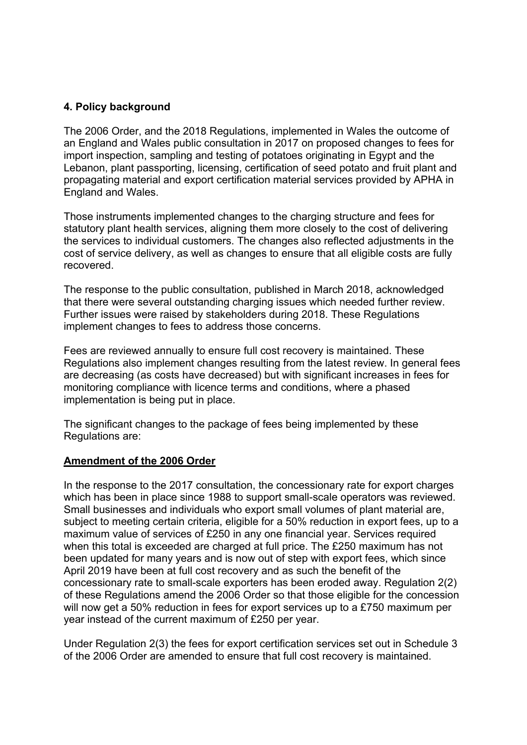## 4. Policy background

The 2006 Order, and the 2018 Regulations, implemented in Wales the outcome of an England and Wales public consultation in 2017 on proposed changes to fees for import inspection, sampling and testing of potatoes originating in Egypt and the Lebanon, plant passporting, licensing, certification of seed potato and fruit plant and propagating material and export certification material services provided by APHA in England and Wales.

Those instruments implemented changes to the charging structure and fees for statutory plant health services, aligning them more closely to the cost of delivering the services to individual customers. The changes also reflected adjustments in the cost of service delivery, as well as changes to ensure that all eligible costs are fully recovered.

The response to the public consultation, published in March 2018, acknowledged that there were several outstanding charging issues which needed further review. Further issues were raised by stakeholders during 2018. These Regulations implement changes to fees to address those concerns.

Fees are reviewed annually to ensure full cost recovery is maintained. These Regulations also implement changes resulting from the latest review. In general fees are decreasing (as costs have decreased) but with significant increases in fees for monitoring compliance with licence terms and conditions, where a phased implementation is being put in place.

The significant changes to the package of fees being implemented by these Regulations are:

**Amendment of the 2006 Order**

In the response to the 2017 consultation, the concessionary rate for export charges which has been in place since 1988 to support small-scale operators was reviewed. Small businesses and individuals who export small volumes of plant material are, subject to meeting certain criteria, eligible for a 50% reduction in export fees, up to a maximum value of services of £250 in any one financial year. Services required when this total is exceeded are charged at full price. The £250 maximum has not been updated for many years and is now out of step with export fees, which since April 2019 have been at full cost recovery and as such the benefit of the concessionary rate to small-scale exporters has been eroded away. Regulation 2(2) of these Regulations amend the 2006 Order so that those eligible for the concession will now get a 50% reduction in fees for export services up to a £750 maximum per year instead of the current maximum of £250 per year.

Under Regulation 2(3) the fees for export certification services set out in Schedule 3 of the 2006 Order are amended to ensure that full cost recovery is maintained.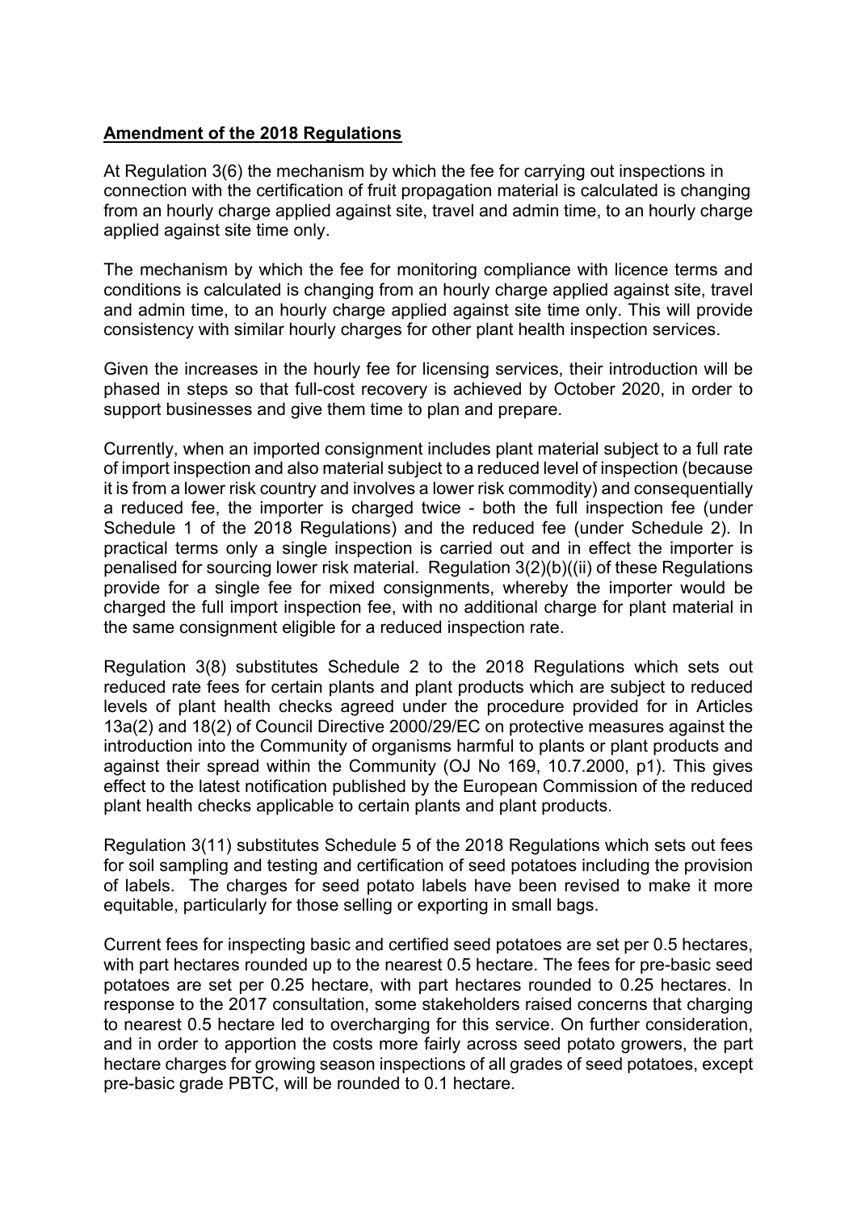**Amendment of the 2018 Regulations**

At Regulation 3(6) the mechanism by which the fee for carrying out inspections in connection with the certification of fruit propagation material is calculated is changing from an hourly charge applied against site, travel and admin time, to an hourly charge applied against site time only.

The mechanism by which the fee for monitoring compliance with licence terms and conditions is calculated is changing from an hourly charge applied against site, travel and admin time, to an hourly charge applied against site time only. This will provide consistency with similar hourly charges for other plant health inspection services.

Given the increases in the hourly fee for licensing services, their introduction will be phased in steps so that full-cost recovery is achieved by October 2020, in order to support businesses and give them time to plan and prepare.

Currently, when an imported consignment includes plant material subject to a full rate of import inspection and also material subject to a reduced level of inspection (because it is from a lower risk country and involves a lower risk commodity) and consequentially a reduced fee, the importer is charged twice - both the full inspection fee (under Schedule 1 of the 2018 Regulations) and the reduced fee (under Schedule 2). In practical terms only a single inspection is carried out and in effect the importer is penalised for sourcing lower risk material. Regulation 3(2)(b)((ii) of these Regulations provide for a single fee for mixed consignments, whereby the importer would be charged the full import inspection fee, with no additional charge for plant material in the same consignment eligible for a reduced inspection rate.

Regulation 3(8) substitutes Schedule 2 to the 2018 Regulations which sets out reduced rate fees for certain plants and plant products which are subject to reduced levels of plant health checks agreed under the procedure provided for in Articles 13a(2) and 18(2) of Council Directive 2000/29/EC on protective measures against the introduction into the Community of organisms harmful to plants or plant products and against their spread within the Community (OJ No 169, 10.7.2000, p1). This gives effect to the latest notification published by the European Commission of the reduced plant health checks applicable to certain plants and plant products.

Regulation 3(11) substitutes Schedule 5 of the 2018 Regulations which sets out fees for soil sampling and testing and certification of seed potatoes including the provision of labels. The charges for seed potato labels have been revised to make it more equitable, particularly for those selling or exporting in small bags.

Current fees for inspecting basic and certified seed potatoes are set per 0.5 hectares, with part hectares rounded up to the nearest 0.5 hectare. The fees for pre-basic seed potatoes are set per 0.25 hectare, with part hectares rounded to 0.25 hectares. In response to the 2017 consultation, some stakeholders raised concerns that charging to nearest 0.5 hectare led to overcharging for this service. On further consideration, and in order to apportion the costs more fairly across seed potato growers, the part hectare charges for growing season inspections of all grades of seed potatoes, except pre-basic grade PBTC, will be rounded to 0.1 hectare.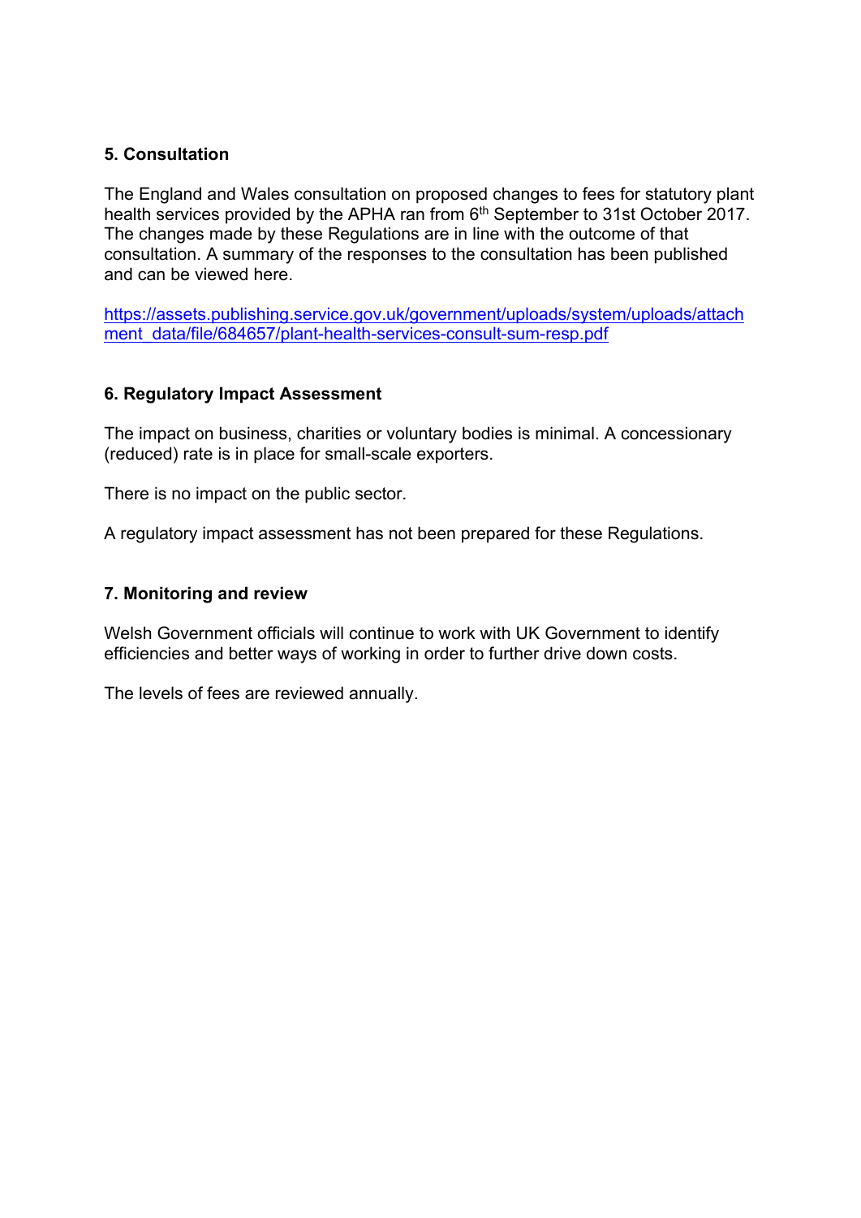## 5. Consultation

The England and Wales consultation on proposed changes to fees for statutory plant health services provided by the APHA ran from 6th September to 31st October 2017. The changes made by these Regulations are in line with the outcome of that consultation. A summary of the responses to the consultation has been published and can be viewed here.

https://assets.publishing.service.gov.uk/government/uploads/system/uploads/attachment_data/file/684657/plant-health-services-consult-sum-resp.pdf

## 6. Regulatory Impact Assessment

The impact on business, charities or voluntary bodies is minimal. A concessionary (reduced) rate is in place for small-scale exporters.

There is no impact on the public sector.

A regulatory impact assessment has not been prepared for these Regulations.

## 7. Monitoring and review

Welsh Government officials will continue to work with UK Government to identify efficiencies and better ways of working in order to further drive down costs.

The levels of fees are reviewed annually.